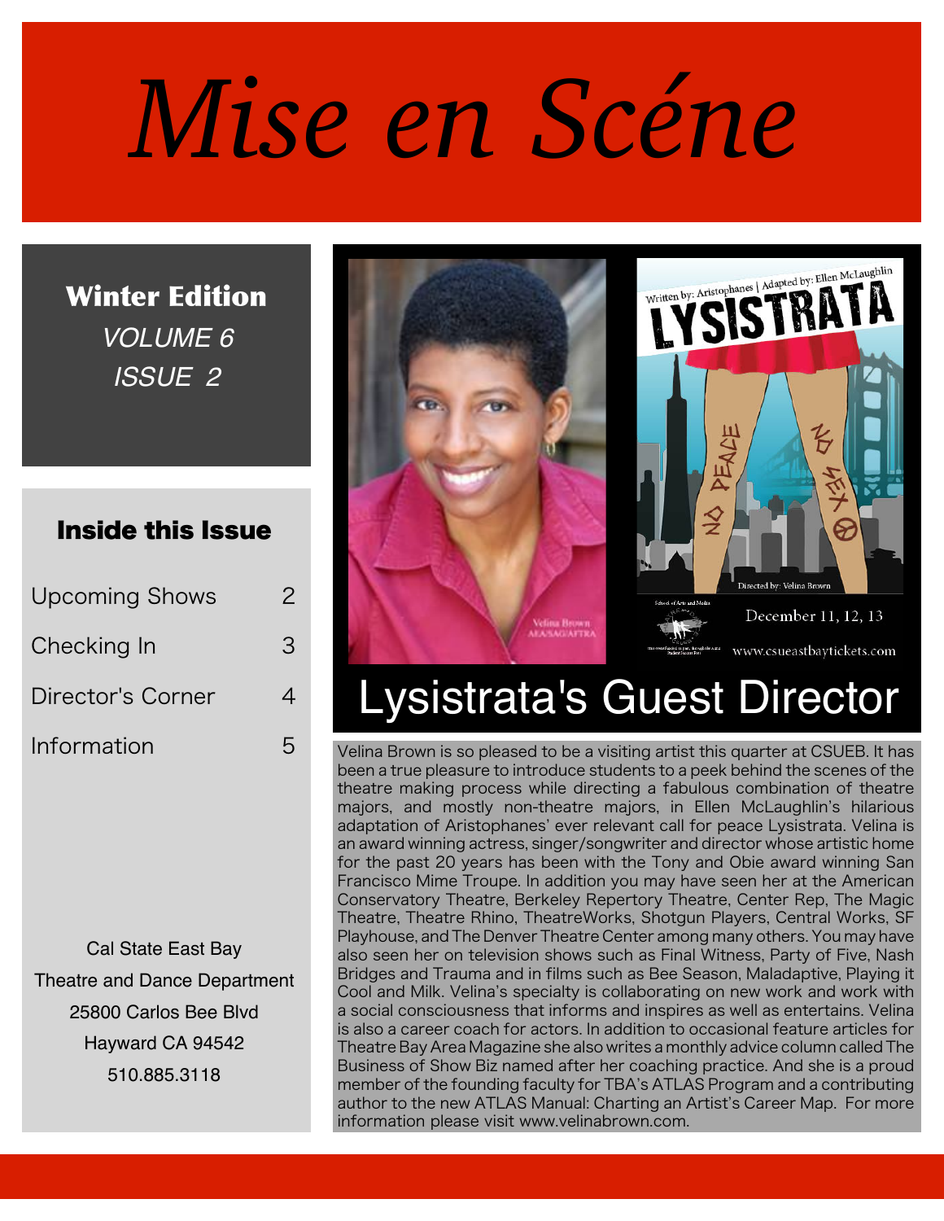# Mise en Scéne

**Winter Edition**

*VOLUME 6*

*ISSUE 2*

## Inside this Issue

| | |
|---|---|
| Upcoming Shows | 2 |
| Checking In | 3 |
| Director's Corner | 4 |
| Information | 5 |

Cal State East Bay
Theatre and Dance Department
25800 Carlos Bee Blvd
Hayward CA 94542
510.885.3118

## Lysistrata's Guest Director

Velina Brown is so pleased to be a visiting artist this quarter at CSUEB. It has been a true pleasure to introduce students to a peek behind the scenes of the theatre making process while directing a fabulous combination of theatre majors, and mostly non-theatre majors, in Ellen McLaughlin's hilarious adaptation of Aristophanes' ever relevant call for peace Lysistrata. Velina is an award winning actress, singer/songwriter and director whose artistic home for the past 20 years has been with the Tony and Obie award winning San Francisco Mime Troupe. In addition you may have seen her at the American Conservatory Theatre, Berkeley Repertory Theatre, Center Rep, The Magic Theatre, Theatre Rhino, TheatreWorks, Shotgun Players, Central Works, SF Playhouse, and The Denver Theatre Center among many others. You may have also seen her on television shows such as Final Witness, Party of Five, Nash Bridges and Trauma and in films such as Bee Season, Maladaptive, Playing it Cool and Milk. Velina's specialty is collaborating on new work and work with a social consciousness that informs and inspires as well as entertains. Velina is also a career coach for actors. In addition to occasional feature articles for Theatre Bay Area Magazine she also writes a monthly advice column called The Business of Show Biz named after her coaching practice. And she is a proud member of the founding faculty for TBA's ATLAS Program and a contributing author to the new ATLAS Manual: Charting an Artist's Career Map. For more information please visit www.velinabrown.com.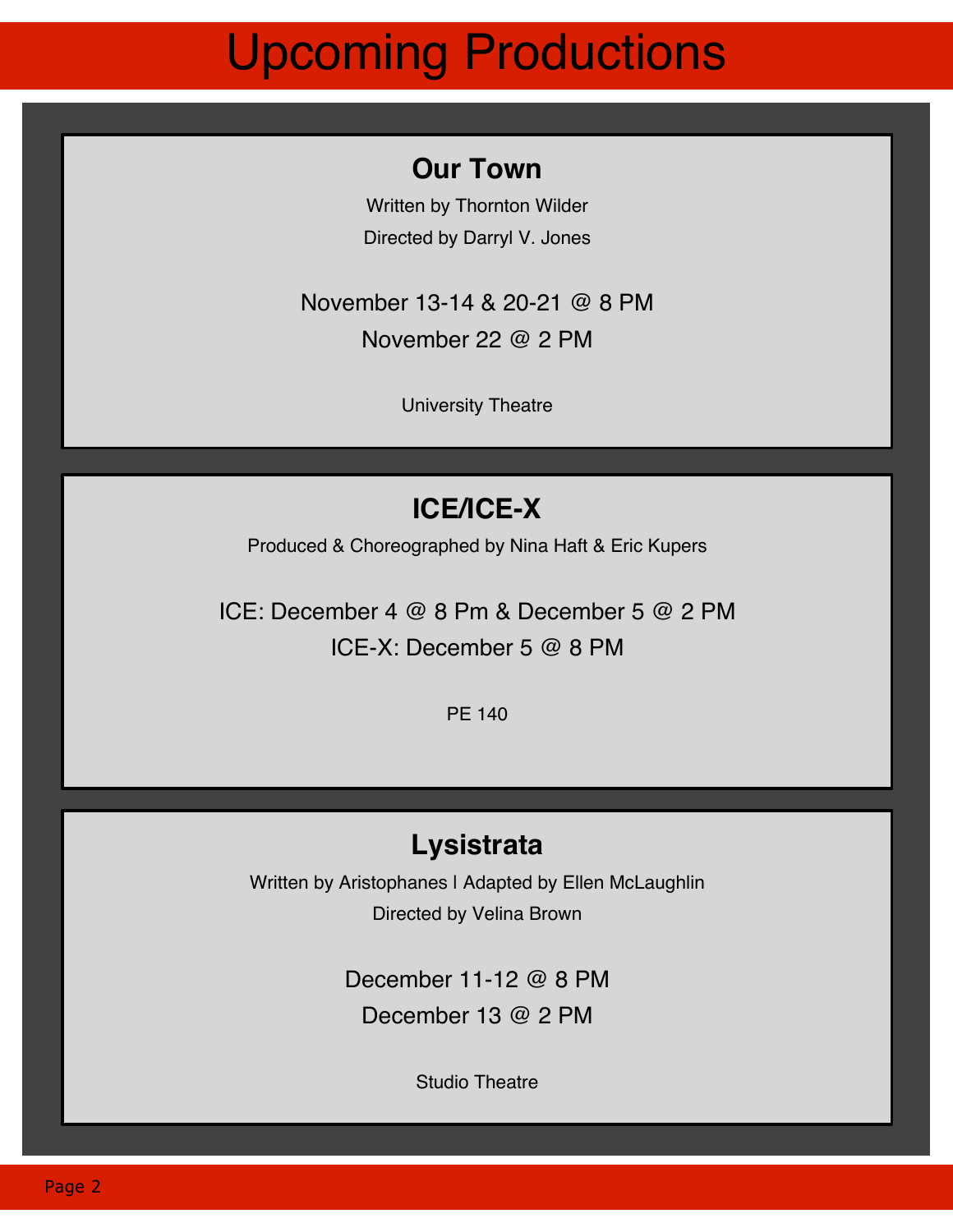# Upcoming Productions

## Our Town

Written by Thornton Wilder

Directed by Darryl V. Jones

November 13-14 & 20-21 @ 8 PM

November 22 @ 2 PM

University Theatre

## ICE/ICE-X

Produced & Choreographed by Nina Haft & Eric Kupers

ICE: December 4 @ 8 Pm & December 5 @ 2 PM

ICE-X: December 5 @ 8 PM

PE 140

## Lysistrata

Written by Aristophanes | Adapted by Ellen McLaughlin

Directed by Velina Brown

December 11-12 @ 8 PM

December 13 @ 2 PM

Studio Theatre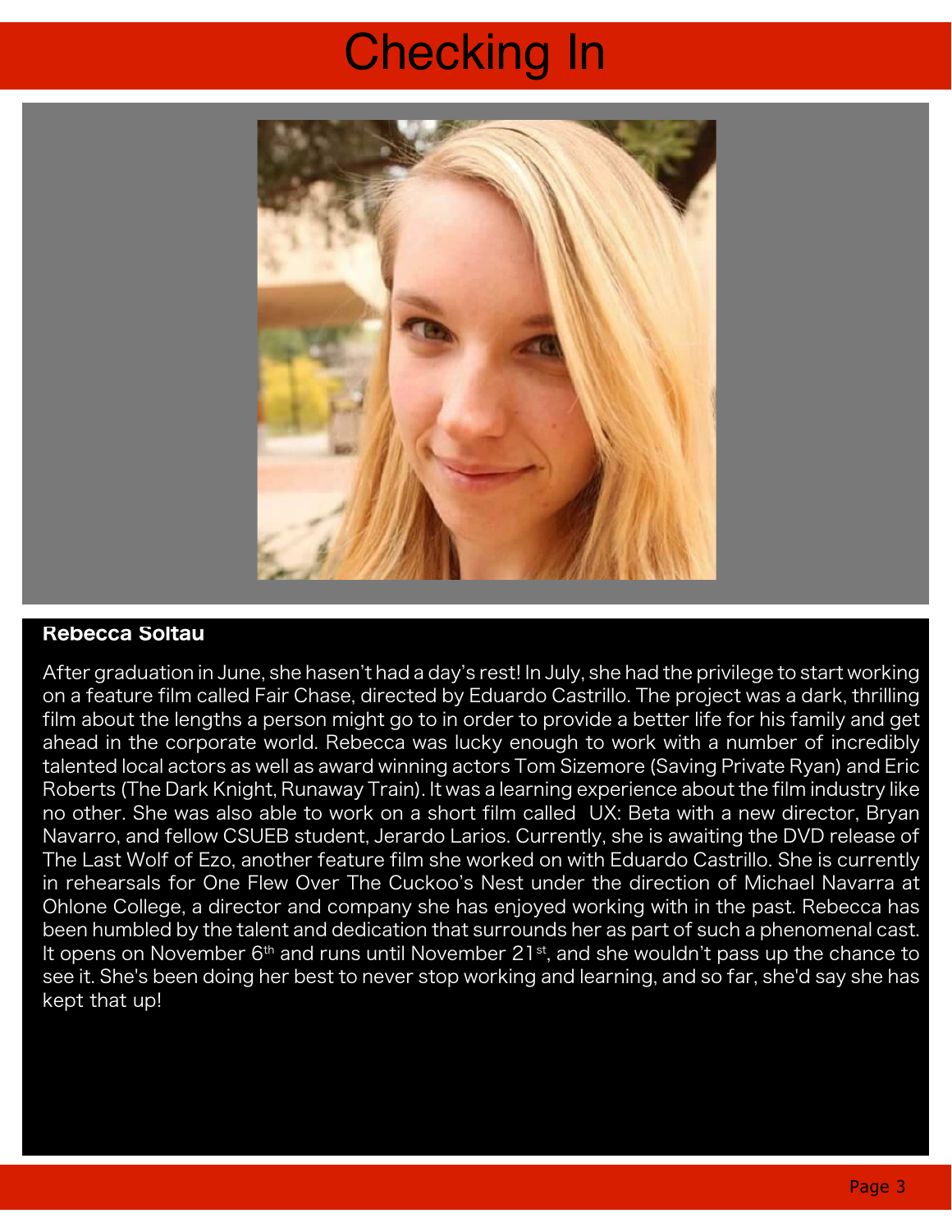# Checking In

**Rebecca Soltau**

After graduation in June, she hasn't had a day's rest! In July, she had the privilege to start working on a feature film called Fair Chase, directed by Eduardo Castrillo. The project was a dark, thrilling film about the lengths a person might go to in order to provide a better life for his family and get ahead in the corporate world. Rebecca was lucky enough to work with a number of incredibly talented local actors as well as award winning actors Tom Sizemore (Saving Private Ryan) and Eric Roberts (The Dark Knight, Runaway Train). It was a learning experience about the film industry like no other. She was also able to work on a short film called UX: Beta with a new director, Bryan Navarro, and fellow CSUEB student, Jerardo Larios. Currently, she is awaiting the DVD release of The Last Wolf of Ezo, another feature film she worked on with Eduardo Castrillo. She is currently in rehearsals for One Flew Over The Cuckoo's Nest under the direction of Michael Navarra at Ohlone College, a director and company she has enjoyed working with in the past. Rebecca has been humbled by the talent and dedication that surrounds her as part of such a phenomenal cast. It opens on November 6th and runs until November 21st, and she wouldn't pass up the chance to see it. She's been doing her best to never stop working and learning, and so far, she'd say she has kept that up!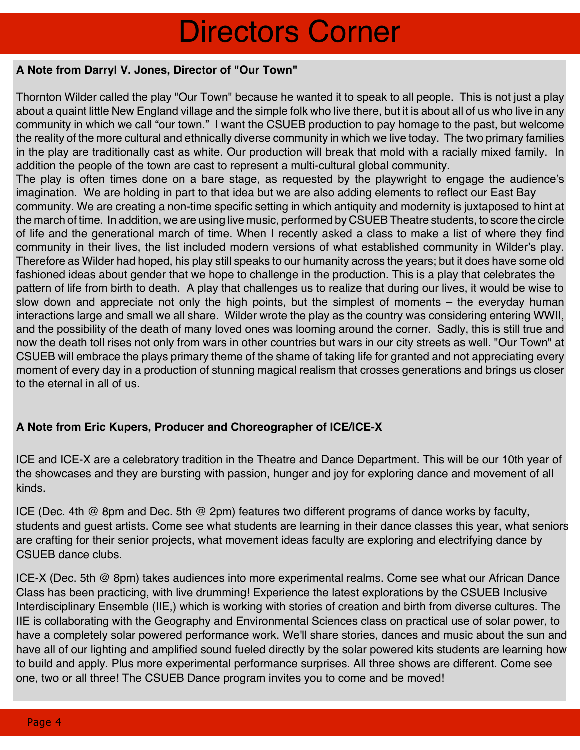# Directors Corner

**A Note from Darryl V. Jones, Director of "Our Town"**

Thornton Wilder called the play "Our Town" because he wanted it to speak to all people. This is not just a play about a quaint little New England village and the simple folk who live there, but it is about all of us who live in any community in which we call "our town." I want the CSUEB production to pay homage to the past, but welcome the reality of the more cultural and ethnically diverse community in which we live today. The two primary families in the play are traditionally cast as white. Our production will break that mold with a racially mixed family. In addition the people of the town are cast to represent a multi-cultural global community.

The play is often times done on a bare stage, as requested by the playwright to engage the audience's imagination. We are holding in part to that idea but we are also adding elements to reflect our East Bay community. We are creating a non-time specific setting in which antiquity and modernity is juxtaposed to hint at the march of time. In addition, we are using live music, performed by CSUEB Theatre students, to score the circle of life and the generational march of time. When I recently asked a class to make a list of where they find community in their lives, the list included modern versions of what established community in Wilder's play. Therefore as Wilder had hoped, his play still speaks to our humanity across the years; but it does have some old fashioned ideas about gender that we hope to challenge in the production. This is a play that celebrates the pattern of life from birth to death. A play that challenges us to realize that during our lives, it would be wise to slow down and appreciate not only the high points, but the simplest of moments – the everyday human interactions large and small we all share. Wilder wrote the play as the country was considering entering WWII, and the possibility of the death of many loved ones was looming around the corner. Sadly, this is still true and now the death toll rises not only from wars in other countries but wars in our city streets as well. "Our Town" at CSUEB will embrace the plays primary theme of the shame of taking life for granted and not appreciating every moment of every day in a production of stunning magical realism that crosses generations and brings us closer to the eternal in all of us.

**A Note from Eric Kupers, Producer and Choreographer of ICE/ICE-X**

ICE and ICE-X are a celebratory tradition in the Theatre and Dance Department. This will be our 10th year of the showcases and they are bursting with passion, hunger and joy for exploring dance and movement of all kinds.

ICE (Dec. 4th @ 8pm and Dec. 5th @ 2pm) features two different programs of dance works by faculty, students and guest artists. Come see what students are learning in their dance classes this year, what seniors are crafting for their senior projects, what movement ideas faculty are exploring and electrifying dance by CSUEB dance clubs.

ICE-X (Dec. 5th @ 8pm) takes audiences into more experimental realms. Come see what our African Dance Class has been practicing, with live drumming! Experience the latest explorations by the CSUEB Inclusive Interdisciplinary Ensemble (IIE,) which is working with stories of creation and birth from diverse cultures. The IIE is collaborating with the Geography and Environmental Sciences class on practical use of solar power, to have a completely solar powered performance work. We'll share stories, dances and music about the sun and have all of our lighting and amplified sound fueled directly by the solar powered kits students are learning how to build and apply. Plus more experimental performance surprises. All three shows are different. Come see one, two or all three! The CSUEB Dance program invites you to come and be moved!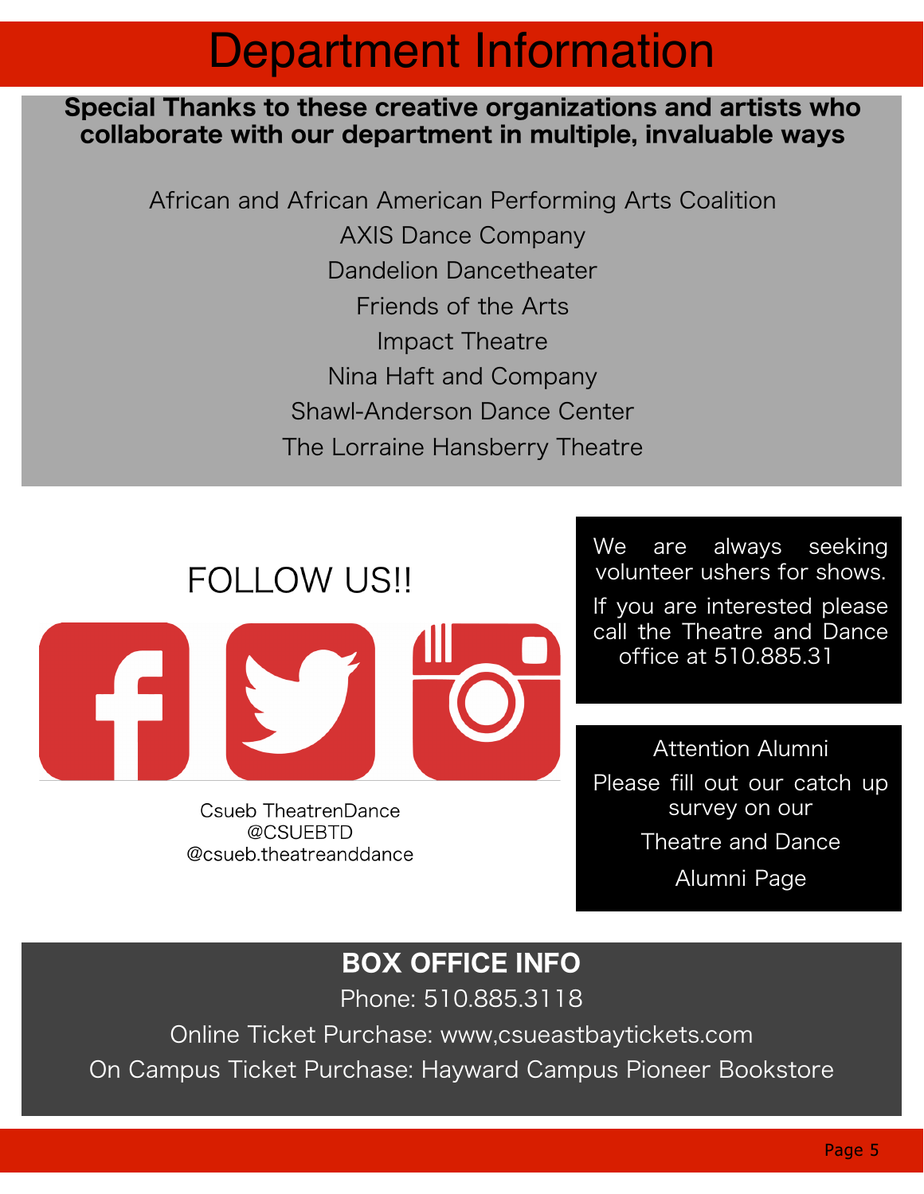# Department Information

**Special Thanks to these creative organizations and artists who collaborate with our department in multiple, invaluable ways**

African and African American Performing Arts Coalition

AXIS Dance Company

Dandelion Dancetheater

Friends of the Arts

Impact Theatre

Nina Haft and Company

Shawl-Anderson Dance Center

The Lorraine Hansberry Theatre

## FOLLOW US!!

Csueb TheatrenDance

@CSUEBTD

@csueb.theatreanddance

We are always seeking volunteer ushers for shows.

If you are interested please call the Theatre and Dance office at 510.885.31

Attention Alumni

Please fill out our catch up survey on our

Theatre and Dance

Alumni Page

## BOX OFFICE INFO

Phone: 510.885.3118

Online Ticket Purchase: www,csueastbaytickets.com

On Campus Ticket Purchase: Hayward Campus Pioneer Bookstore